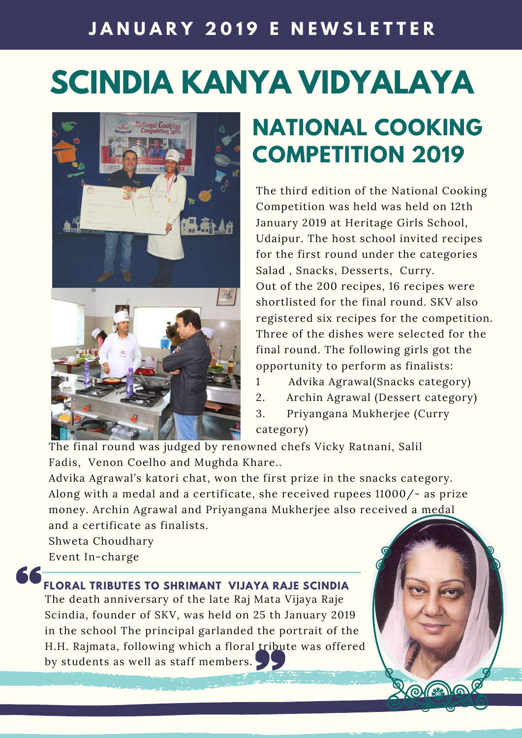# JANUARY 2019 E NEWSLETTER

# SCINDIA KANYA VIDYALAYA

## NATIONAL COOKING COMPETITION 2019

The third edition of the National Cooking Competition was held was held on 12th January 2019 at Heritage Girls School, Udaipur. The host school invited recipes for the first round under the categories Salad , Snacks, Desserts, Curry.
Out of the 200 recipes, 16 recipes were shortlisted for the final round. SKV also registered six recipes for the competition. Three of the dishes were selected for the final round. The following girls got the opportunity to perform as finalists:

1. Advika Agrawal(Snacks category)
2. Archin Agrawal (Dessert category)
3. Priyangana Mukherjee (Curry category)

The final round was judged by renowned chefs Vicky Ratnani, Salil Fadis, Venon Coelho and Mughda Khare..
Advika Agrawal's katori chat, won the first prize in the snacks category. Along with a medal and a certificate, she received rupees 11000/- as prize money. Archin Agrawal and Priyangana Mukherjee also received a medal and a certificate as finalists.

Shweta Choudhary
Event In-charge

### FLORAL TRIBUTES TO SHRIMANT VIJAYA RAJE SCINDIA

The death anniversary of the late Raj Mata Vijaya Raje Scindia, founder of SKV, was held on 25 th January 2019 in the school The principal garlanded the portrait of the H.H. Rajmata, following which a floral tribute was offered by students as well as staff members.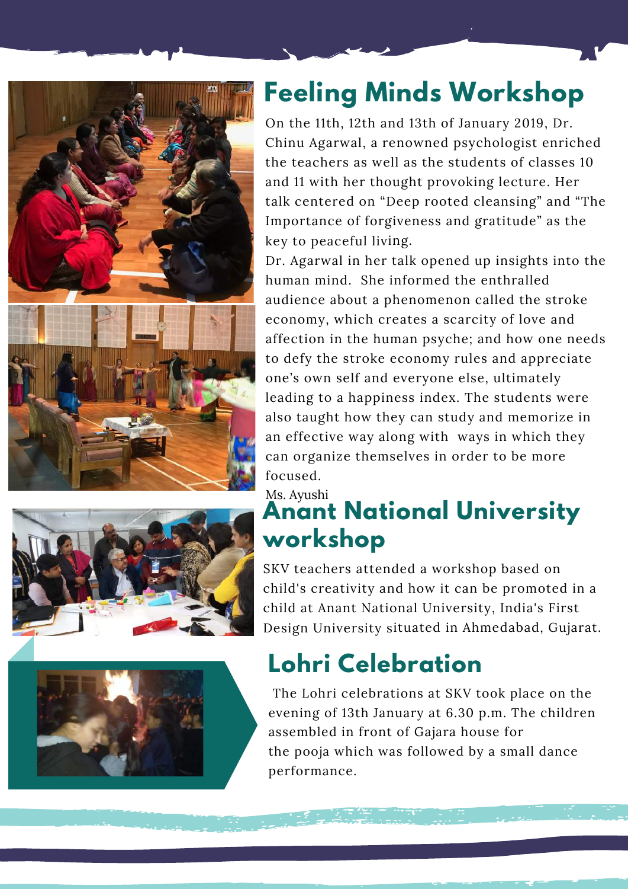## Feeling Minds Workshop

On the 11th, 12th and 13th of January 2019, Dr. Chinu Agarwal, a renowned psychologist enriched the teachers as well as the students of classes 10 and 11 with her thought provoking lecture. Her talk centered on “Deep rooted cleansing” and “The Importance of forgiveness and gratitude” as the key to peaceful living.

Dr. Agarwal in her talk opened up insights into the human mind. She informed the enthralled audience about a phenomenon called the stroke economy, which creates a scarcity of love and affection in the human psyche; and how one needs to defy the stroke economy rules and appreciate one’s own self and everyone else, ultimately leading to a happiness index. The students were also taught how they can study and memorize in an effective way along with ways in which they can organize themselves in order to be more focused.

Ms. Ayushi

## Anant National University workshop

SKV teachers attended a workshop based on child's creativity and how it can be promoted in a child at Anant National University, India's First Design University situated in Ahmedabad, Gujarat.

## Lohri Celebration

The Lohri celebrations at SKV took place on the evening of 13th January at 6.30 p.m. The children assembled in front of Gajara house for the pooja which was followed by a small dance performance.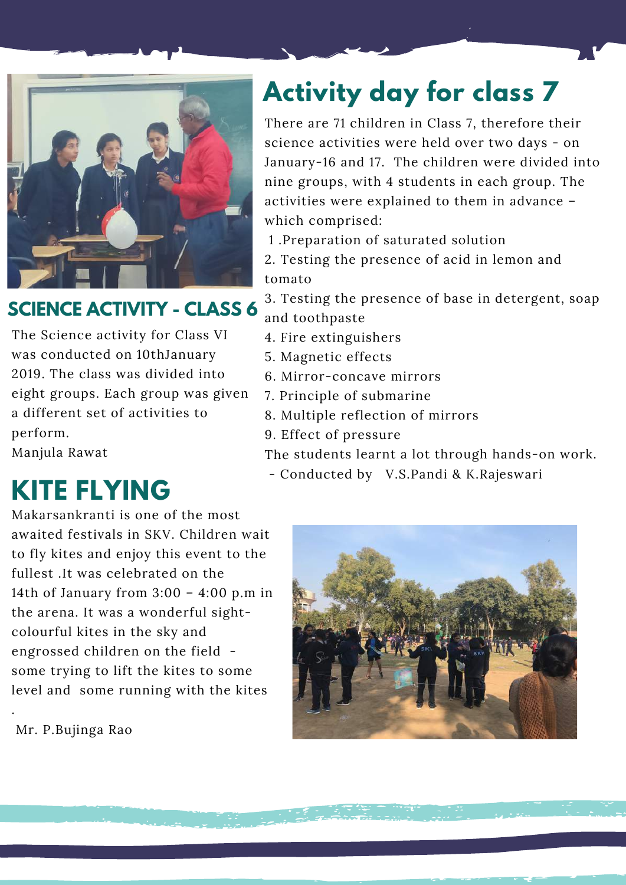## SCIENCE ACTIVITY - CLASS 6

The Science activity for Class VI was conducted on 10thJanuary 2019. The class was divided into eight groups. Each group was given a different set of activities to perform.

Manjula Rawat

# KITE FLYING

Makarsankranti is one of the most awaited festivals in SKV. Children wait to fly kites and enjoy this event to the fullest .It was celebrated on the 14th of January from 3:00 – 4:00 p.m in the arena. It was a wonderful sight- colourful kites in the sky and engrossed children on the field - some trying to lift the kites to some level and some running with the kites .

Mr. P.Bujinga Rao

# Activity day for class 7

There are 71 children in Class 7, therefore their science activities were held over two days - on January-16 and 17. The children were divided into nine groups, with 4 students in each group. The activities were explained to them in advance – which comprised:

1 .Preparation of saturated solution

2. Testing the presence of acid in lemon and tomato

3. Testing the presence of base in detergent, soap and toothpaste

4. Fire extinguishers

5. Magnetic effects

6. Mirror-concave mirrors

7. Principle of submarine

8. Multiple reflection of mirrors

9. Effect of pressure

The students learnt a lot through hands-on work.

- Conducted by V.S.Pandi & K.Rajeswari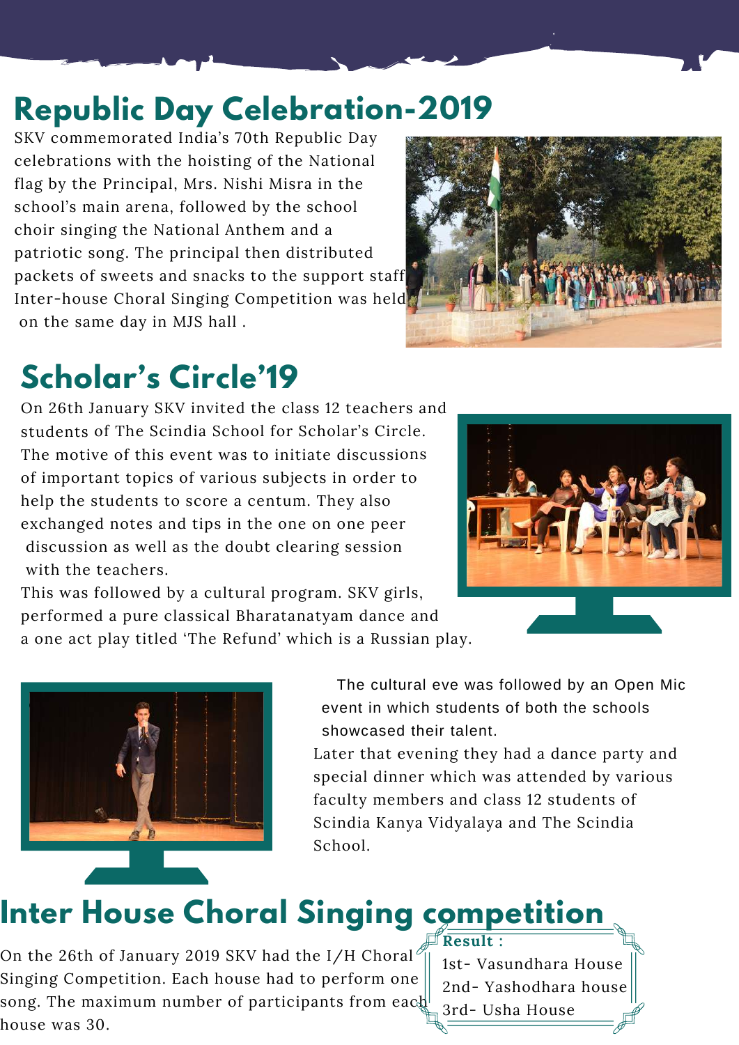# Republic Day Celebration-2019

SKV commemorated India's 70th Republic Day celebrations with the hoisting of the National flag by the Principal, Mrs. Nishi Misra in the school's main arena, followed by the school choir singing the National Anthem and a patriotic song. The principal then distributed packets of sweets and snacks to the support staff. Inter-house Choral Singing Competition was held on the same day in MJS hall .

# Scholar's Circle'19

On 26th January SKV invited the class 12 teachers and students of The Scindia School for Scholar's Circle. The motive of this event was to initiate discussions of important topics of various subjects in order to help the students to score a centum. They also exchanged notes and tips in the one on one peer discussion as well as the doubt clearing session with the teachers.

This was followed by a cultural program. SKV girls, performed a pure classical Bharatanatyam dance and a one act play titled 'The Refund' which is a Russian play.

The cultural eve was followed by an Open Mic event in which students of both the schools showcased their talent.

Later that evening they had a dance party and special dinner which was attended by various faculty members and class 12 students of Scindia Kanya Vidyalaya and The Scindia School.

# Inter House Choral Singing competition

On the 26th of January 2019 SKV had the I/H Choral Singing Competition. Each house had to perform one song. The maximum number of participants from each house was 30.

**Result :**

1st- Vasundhara House
2nd- Yashodhara house
3rd- Usha House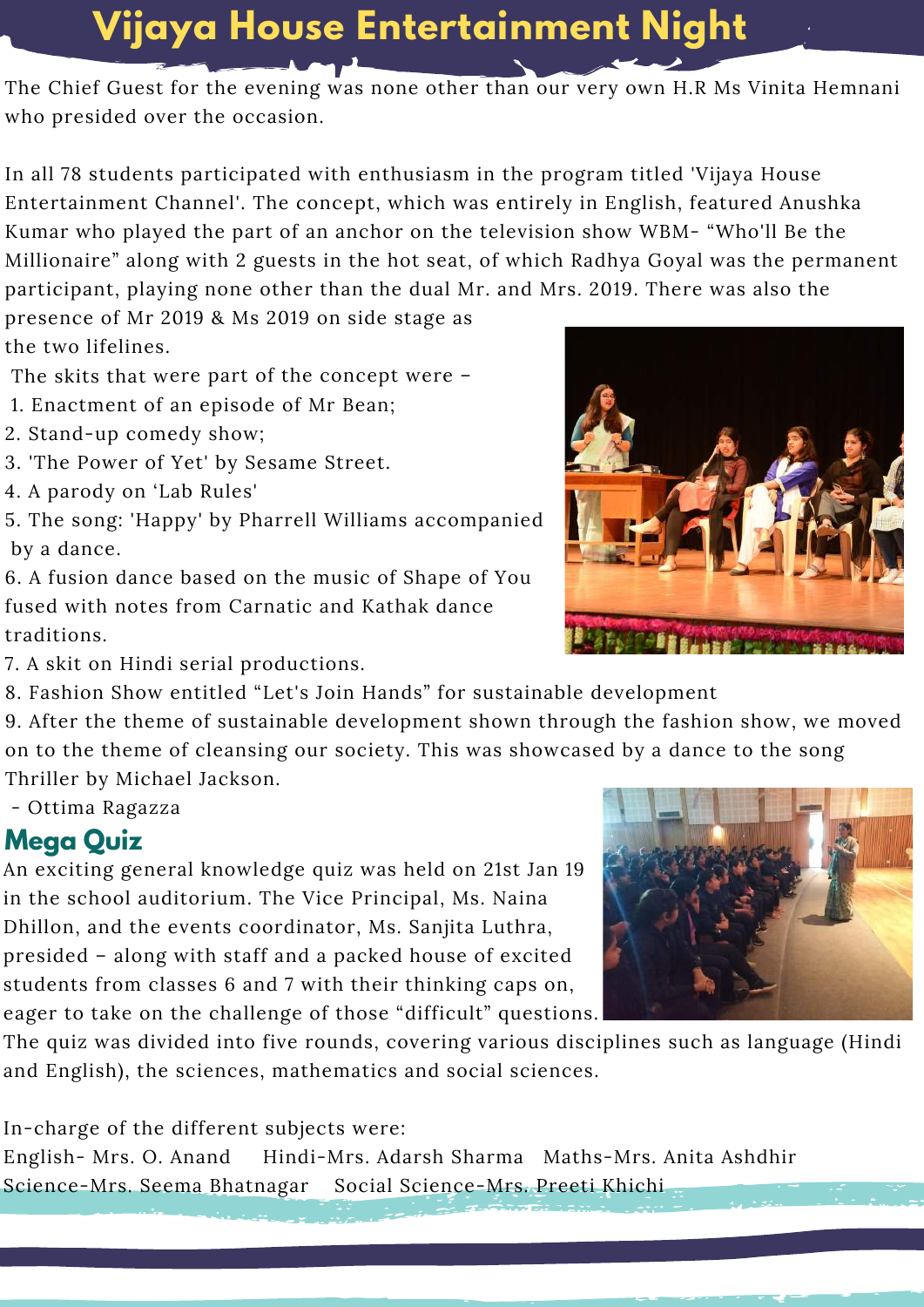# Vijaya House Entertainment Night

The Chief Guest for the evening was none other than our very own H.R Ms Vinita Hemnani who presided over the occasion.

In all 78 students participated with enthusiasm in the program titled 'Vijaya House Entertainment Channel'. The concept, which was entirely in English, featured Anushka Kumar who played the part of an anchor on the television show WBM- "Who'll Be the Millionaire" along with 2 guests in the hot seat, of which Radhya Goyal was the permanent participant, playing none other than the dual Mr. and Mrs. 2019. There was also the presence of Mr 2019 & Ms 2019 on side stage as the two lifelines.

The skits that were part of the concept were –

1. Enactment of an episode of Mr Bean;
2. Stand-up comedy show;
3. 'The Power of Yet' by Sesame Street.
4. A parody on 'Lab Rules'
5. The song: 'Happy' by Pharrell Williams accompanied by a dance.
6. A fusion dance based on the music of Shape of You fused with notes from Carnatic and Kathak dance traditions.
7. A skit on Hindi serial productions.
8. Fashion Show entitled "Let's Join Hands" for sustainable development
9. After the theme of sustainable development shown through the fashion show, we moved on to the theme of cleansing our society. This was showcased by a dance to the song Thriller by Michael Jackson.

- Ottima Ragazza

## Mega Quiz

An exciting general knowledge quiz was held on 21st Jan 19 in the school auditorium. The Vice Principal, Ms. Naina Dhillon, and the events coordinator, Ms. Sanjita Luthra, presided – along with staff and a packed house of excited students from classes 6 and 7 with their thinking caps on, eager to take on the challenge of those "difficult" questions. The quiz was divided into five rounds, covering various disciplines such as language (Hindi and English), the sciences, mathematics and social sciences.

In-charge of the different subjects were:

English- Mrs. O. Anand  Hindi-Mrs. Adarsh Sharma  Maths-Mrs. Anita Ashdhir
Science-Mrs. Seema Bhatnagar  Social Science-Mrs. Preeti Khichi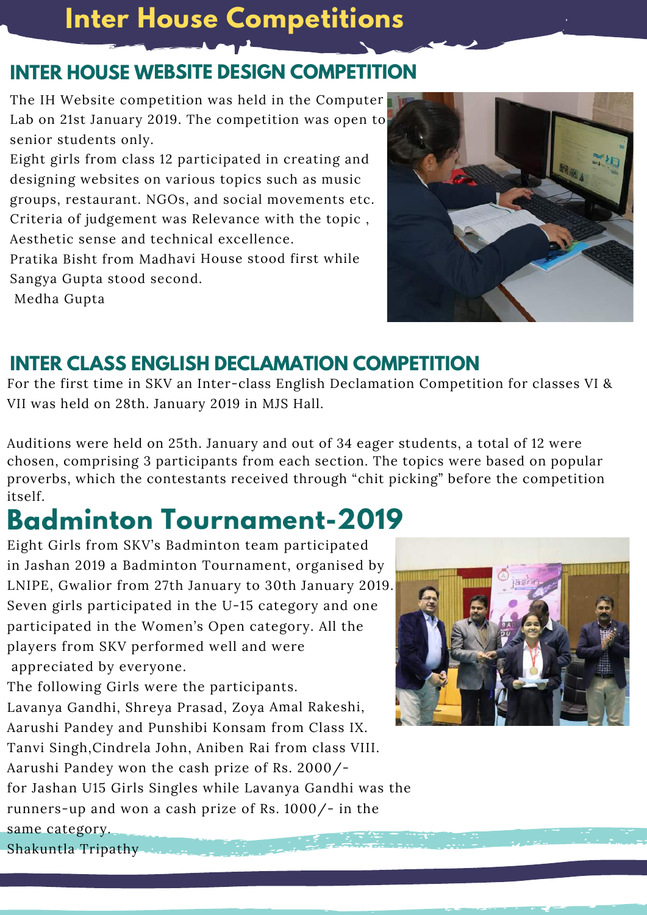# Inter House Competitions

## INTER HOUSE WEBSITE DESIGN COMPETITION

The IH Website competition was held in the Computer Lab on 21st January 2019. The competition was open to senior students only.

Eight girls from class 12 participated in creating and designing websites on various topics such as music groups, restaurant. NGOs, and social movements etc.

Criteria of judgement was Relevance with the topic , Aesthetic sense and technical excellence.

Pratika Bisht from Madhavi House stood first while Sangya Gupta stood second.

Medha Gupta

## INTER CLASS ENGLISH DECLAMATION COMPETITION

For the first time in SKV an Inter-class English Declamation Competition for classes VI & VII was held on 28th. January 2019 in MJS Hall.

Auditions were held on 25th. January and out of 34 eager students, a total of 12 were chosen, comprising 3 participants from each section. The topics were based on popular proverbs, which the contestants received through "chit picking" before the competition itself.

# Badminton Tournament-2019

Eight Girls from SKV's Badminton team participated in Jashan 2019 a Badminton Tournament, organised by LNIPE, Gwalior from 27th January to 30th January 2019. Seven girls participated in the U-15 category and one participated in the Women's Open category. All the players from SKV performed well and were appreciated by everyone.

The following Girls were the participants.

Lavanya Gandhi, Shreya Prasad, Zoya Amal Rakeshi, Aarushi Pandey and Punshibi Konsam from Class IX.

Tanvi Singh,Cindrela John, Aniben Rai from class VIII.

Aarushi Pandey won the cash prize of Rs. 2000/- for Jashan U15 Girls Singles while Lavanya Gandhi was the runners-up and won a cash prize of Rs. 1000/- in the same category.

Shakuntla Tripathy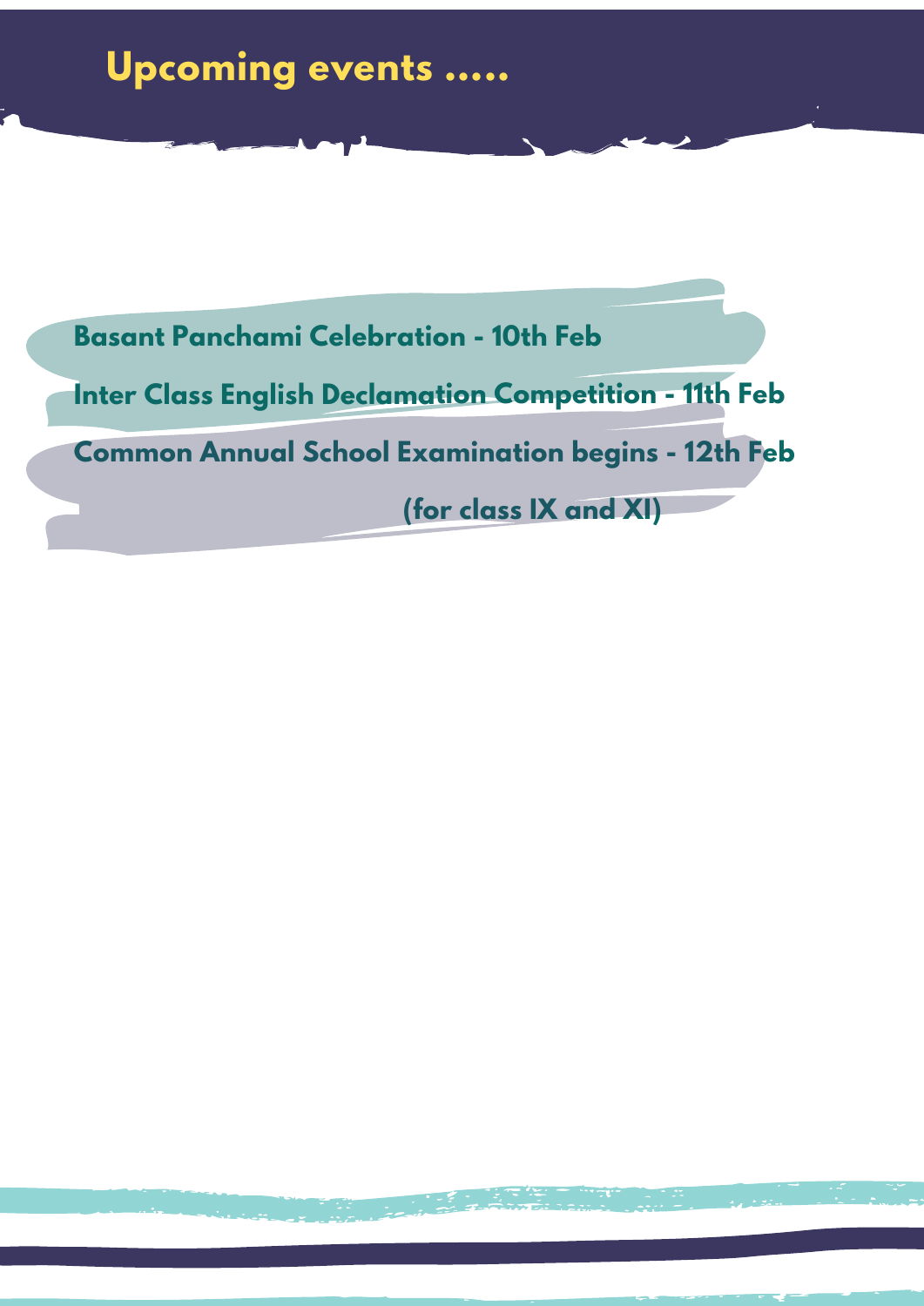## Upcoming events .....

**Basant Panchami Celebration - 10th Feb**

**Inter Class English Declamation Competition - 11th Feb**

**Common Annual School Examination begins - 12th Feb**

**(for class IX and XI)**